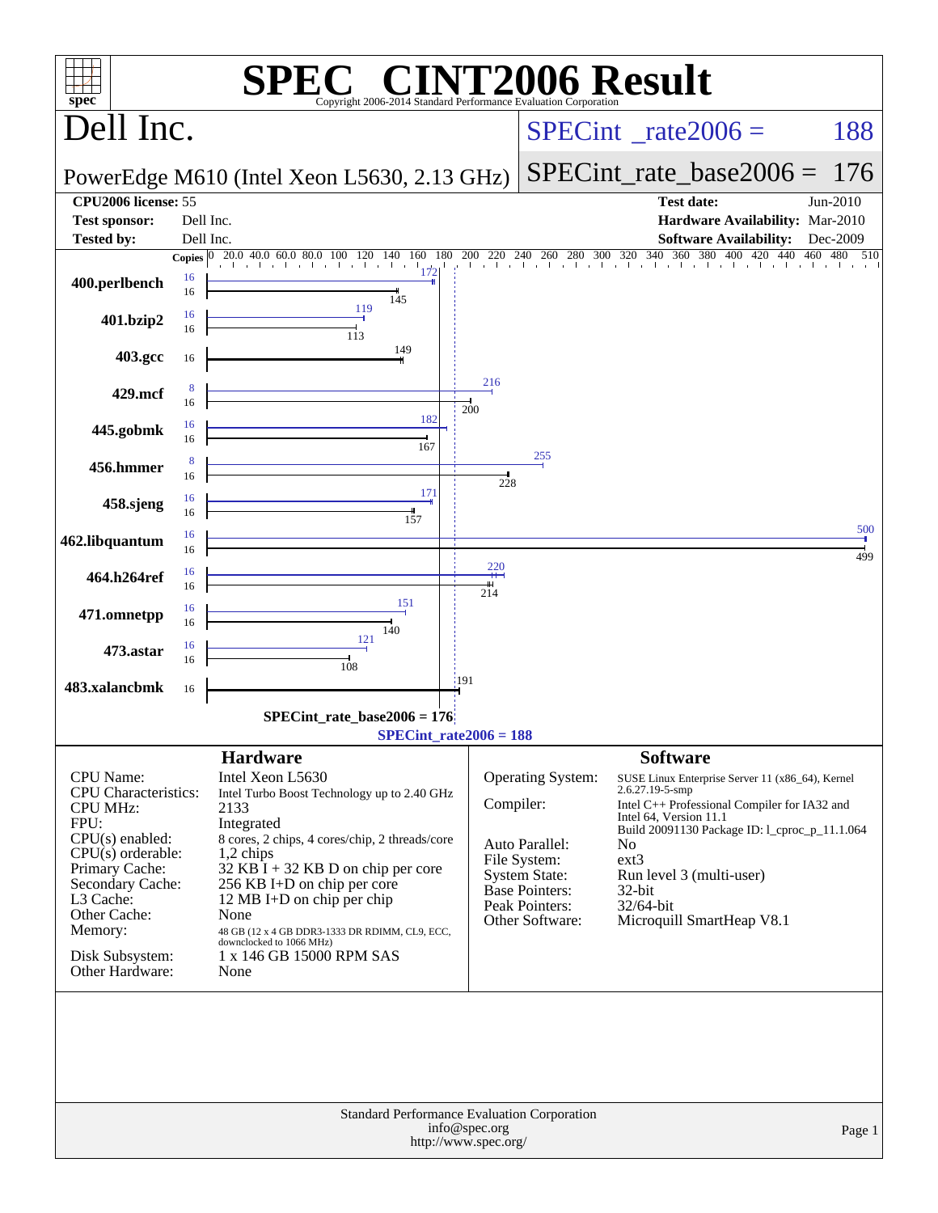# SPEC CINT2006 Result

Copyright 2006-2014 Standard Performance Evaluation Corporation

## Dell Inc.

PowerEdge M610 (Intel Xeon L5630, 2.13 GHz)

SPECint_rate2006 = 188

SPECint_rate_base2006 = 176

| | | | |
|---|---|---|---|
| **CPU2006 license:** | 55 | **Test date:** | Jun-2010 |
| **Test sponsor:** | Dell Inc. | **Hardware Availability:** | Mar-2010 |
| **Tested by:** | Dell Inc. | **Software Availability:** | Dec-2009 |

| Benchmark | Copies (peak) | Peak | Copies (base) | Base |
|---|---|---|---|---|
| 400.perlbench | 16 | 172 | 16 | 145 |
| 401.bzip2 | 16 | 119 | 16 | 113 |
| 403.gcc | | | 16 | 149 |
| 429.mcf | 8 | 216 | 16 | 200 |
| 445.gobmk | 16 | 182 | 16 | 167 |
| 456.hmmer | 8 | 255 | 16 | 228 |
| 458.sjeng | 16 | 171 | 16 | 157 |
| 462.libquantum | 16 | 500 | 16 | 499 |
| 464.h264ref | 16 | 220 | 16 | 214 |
| 471.omnetpp | 16 | 151 | 16 | 140 |
| 473.astar | 16 | 121 | 16 | 108 |
| 483.xalancbmk | | | 16 | 191 |

SPECint_rate_base2006 = 176

SPECint_rate2006 = 188

## Hardware

| | |
|---|---|
| CPU Name: | Intel Xeon L5630 |
| CPU Characteristics: | Intel Turbo Boost Technology up to 2.40 GHz |
| CPU MHz: | 2133 |
| FPU: | Integrated |
| CPU(s) enabled: | 8 cores, 2 chips, 4 cores/chip, 2 threads/core |
| CPU(s) orderable: | 1,2 chips |
| Primary Cache: | 32 KB I + 32 KB D on chip per core |
| Secondary Cache: | 256 KB I+D on chip per core |
| L3 Cache: | 12 MB I+D on chip per chip |
| Other Cache: | None |
| Memory: | 48 GB (12 x 4 GB DDR3-1333 DR RDIMM, CL9, ECC, downclocked to 1066 MHz) |
| Disk Subsystem: | 1 x 146 GB 15000 RPM SAS |
| Other Hardware: | None |

## Software

| | |
|---|---|
| Operating System: | SUSE Linux Enterprise Server 11 (x86_64), Kernel 2.6.27.19-5-smp |
| Compiler: | Intel C++ Professional Compiler for IA32 and Intel 64, Version 11.1 Build 20091130 Package ID: l_cproc_p_11.1.064 |
| Auto Parallel: | No |
| File System: | ext3 |
| System State: | Run level 3 (multi-user) |
| Base Pointers: | 32-bit |
| Peak Pointers: | 32/64-bit |
| Other Software: | Microquill SmartHeap V8.1 |

Standard Performance Evaluation Corporation
info@spec.org
http://www.spec.org/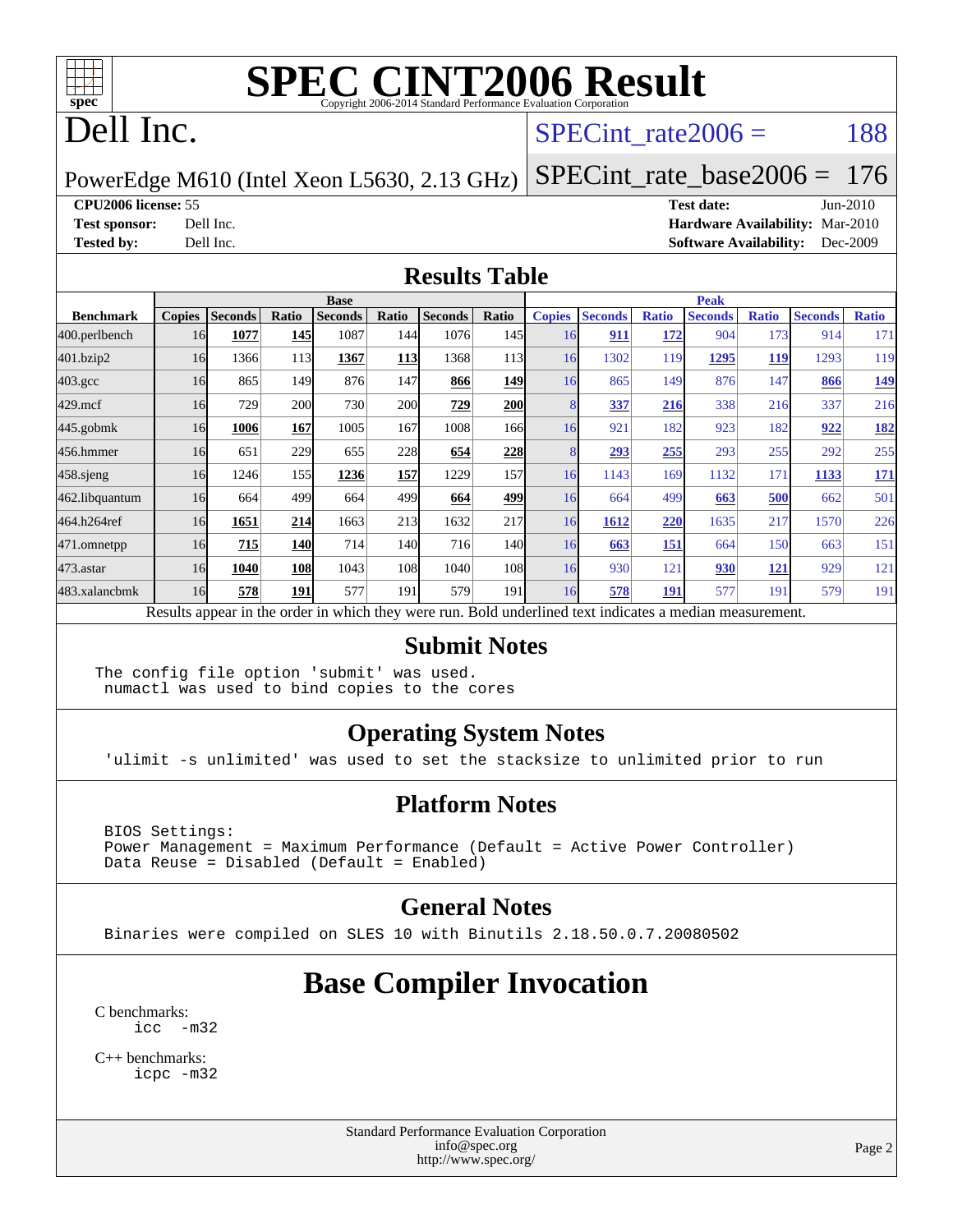# SPEC CINT2006 Result

Copyright 2006-2014 Standard Performance Evaluation Corporation

# Dell Inc.

PowerEdge M610 (Intel Xeon L5630, 2.13 GHz)

SPECint_rate2006 = 188

SPECint_rate_base2006 = 176

**CPU2006 license:** 55
**Test sponsor:** Dell Inc.
**Tested by:** Dell Inc.

**Test date:** Jun-2010
**Hardware Availability:** Mar-2010
**Software Availability:** Dec-2009

## Results Table

| Benchmark | Base | | | | | | | Peak | | | | | | |
|---|---|---|---|---|---|---|---|---|---|---|---|---|---|---|
| | Copies | Seconds | Ratio | Seconds | Ratio | Seconds | Ratio | Copies | Seconds | Ratio | Seconds | Ratio | Seconds | Ratio |
| 400.perlbench | 16 | **1077** | **145** | 1087 | 144 | 1076 | 145 | 16 | **911** | **172** | 904 | 173 | 914 | 171 |
| 401.bzip2 | 16 | 1366 | 113 | **1367** | **113** | 1368 | 113 | 16 | 1302 | 119 | **1295** | **119** | 1293 | 119 |
| 403.gcc | 16 | 865 | 149 | 876 | 147 | **866** | **149** | 16 | 865 | 149 | 876 | 147 | **866** | **149** |
| 429.mcf | 16 | 729 | 200 | 730 | 200 | **729** | **200** | 8 | **337** | **216** | 338 | 216 | 337 | 216 |
| 445.gobmk | 16 | **1006** | **167** | 1005 | 167 | 1008 | 166 | 16 | 921 | 182 | 923 | 182 | **922** | **182** |
| 456.hmmer | 16 | 651 | 229 | 655 | 228 | **654** | **228** | 8 | **293** | **255** | 293 | 255 | 292 | 255 |
| 458.sjeng | 16 | 1246 | 155 | **1236** | **157** | 1229 | 157 | 16 | 1143 | 169 | 1132 | 171 | **1133** | **171** |
| 462.libquantum | 16 | 664 | 499 | 664 | 499 | **664** | **499** | 16 | 664 | 499 | **663** | **500** | 662 | 501 |
| 464.h264ref | 16 | **1651** | **214** | 1663 | 213 | 1632 | 217 | 16 | **1612** | **220** | 1635 | 217 | 1570 | 226 |
| 471.omnetpp | 16 | **715** | **140** | 714 | 140 | 716 | 140 | 16 | **663** | **151** | 664 | 150 | 663 | 151 |
| 473.astar | 16 | **1040** | **108** | 1043 | 108 | 1040 | 108 | 16 | 930 | 121 | **930** | **121** | 929 | 121 |
| 483.xalancbmk | 16 | **578** | **191** | 577 | 191 | 579 | 191 | 16 | **578** | **191** | 577 | 191 | 579 | 191 |

Results appear in the order in which they were run. Bold underlined text indicates a median measurement.

## Submit Notes

```
The config file option 'submit' was used.
 numactl was used to bind copies to the cores
```

## Operating System Notes

```
'ulimit -s unlimited' was used to set the stacksize to unlimited prior to run
```

## Platform Notes

```
BIOS Settings:
Power Management = Maximum Performance (Default = Active Power Controller)
Data Reuse = Disabled (Default = Enabled)
```

## General Notes

```
Binaries were compiled on SLES 10 with Binutils 2.18.50.0.7.20080502
```

# Base Compiler Invocation

C benchmarks:
```
icc  -m32
```

C++ benchmarks:
```
icpc -m32
```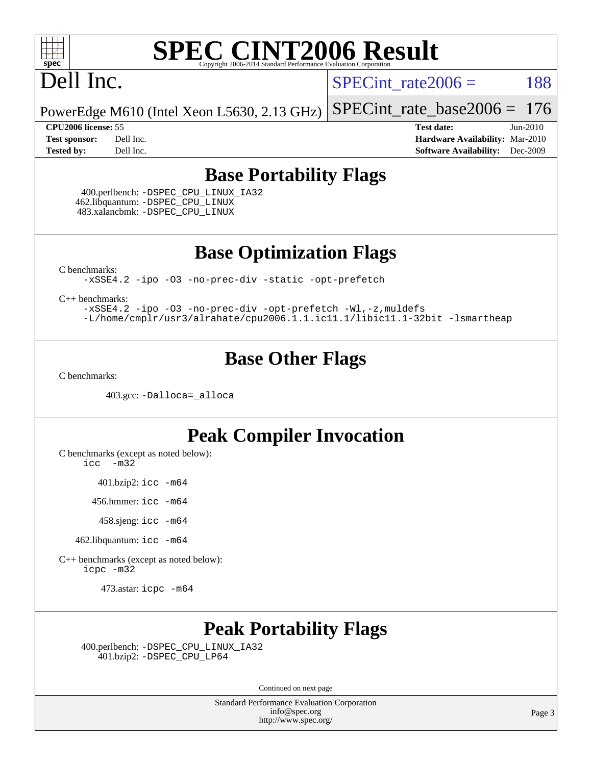# SPEC CINT2006 Result

Copyright 2006-2014 Standard Performance Evaluation Corporation

# Dell Inc.

PowerEdge M610 (Intel Xeon L5630, 2.13 GHz)

SPECint_rate2006 = 188

SPECint_rate_base2006 = 176

| | | | |
|---|---|---|---|
| **CPU2006 license:** | 55 | **Test date:** | Jun-2010 |
| **Test sponsor:** | Dell Inc. | **Hardware Availability:** | Mar-2010 |
| **Tested by:** | Dell Inc. | **Software Availability:** | Dec-2009 |

## Base Portability Flags

400.perlbench: `-DSPEC_CPU_LINUX_IA32`
462.libquantum: `-DSPEC_CPU_LINUX`
483.xalancbmk: `-DSPEC_CPU_LINUX`

## Base Optimization Flags

C benchmarks:
`-xSSE4.2 -ipo -O3 -no-prec-div -static -opt-prefetch`

C++ benchmarks:
`-xSSE4.2 -ipo -O3 -no-prec-div -opt-prefetch -Wl,-z,muldefs -L/home/cmplr/usr3/alrahate/cpu2006.1.1.ic11.1/libic11.1-32bit -lsmartheap`

## Base Other Flags

C benchmarks:

403.gcc: `-Dalloca=_alloca`

## Peak Compiler Invocation

C benchmarks (except as noted below):
`icc -m32`

401.bzip2: `icc -m64`

456.hmmer: `icc -m64`

458.sjeng: `icc -m64`

462.libquantum: `icc -m64`

C++ benchmarks (except as noted below):
`icpc -m32`

473.astar: `icpc -m64`

## Peak Portability Flags

400.perlbench: `-DSPEC_CPU_LINUX_IA32`
401.bzip2: `-DSPEC_CPU_LP64`

Continued on next page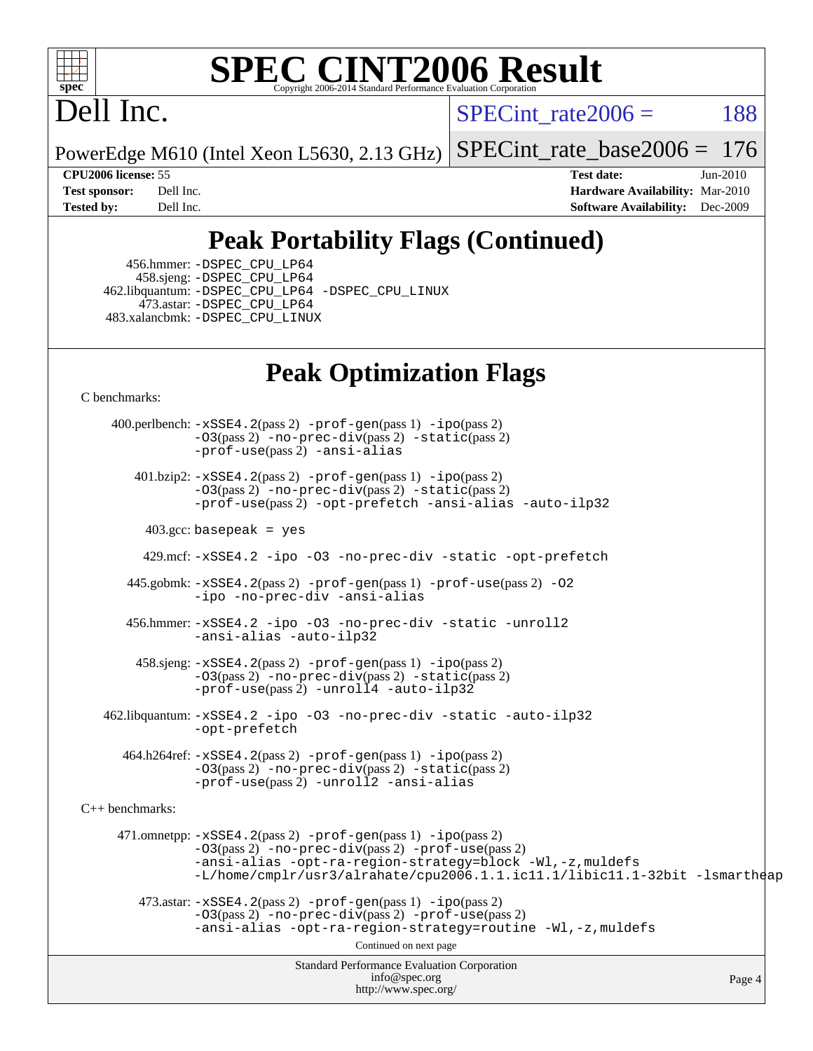# SPEC CINT2006 Result

Dell Inc.

PowerEdge M610 (Intel Xeon L5630, 2.13 GHz)

SPECint_rate2006 = 188

SPECint_rate_base2006 = 176

**CPU2006 license:** 55
**Test sponsor:** Dell Inc.
**Tested by:** Dell Inc.

**Test date:** Jun-2010
**Hardware Availability:** Mar-2010
**Software Availability:** Dec-2009

## Peak Portability Flags (Continued)

456.hmmer: -DSPEC_CPU_LP64
458.sjeng: -DSPEC_CPU_LP64
462.libquantum: -DSPEC_CPU_LP64 -DSPEC_CPU_LINUX
473.astar: -DSPEC_CPU_LP64
483.xalancbmk: -DSPEC_CPU_LINUX

## Peak Optimization Flags

C benchmarks:

400.perlbench: -xSSE4.2(pass 2) -prof-gen(pass 1) -ipo(pass 2) -O3(pass 2) -no-prec-div(pass 2) -static(pass 2) -prof-use(pass 2) -ansi-alias

401.bzip2: -xSSE4.2(pass 2) -prof-gen(pass 1) -ipo(pass 2) -O3(pass 2) -no-prec-div(pass 2) -static(pass 2) -prof-use(pass 2) -opt-prefetch -ansi-alias -auto-ilp32

403.gcc: basepeak = yes

429.mcf: -xSSE4.2 -ipo -O3 -no-prec-div -static -opt-prefetch

445.gobmk: -xSSE4.2(pass 2) -prof-gen(pass 1) -prof-use(pass 2) -O2 -ipo -no-prec-div -ansi-alias

456.hmmer: -xSSE4.2 -ipo -O3 -no-prec-div -static -unroll2 -ansi-alias -auto-ilp32

458.sjeng: -xSSE4.2(pass 2) -prof-gen(pass 1) -ipo(pass 2) -O3(pass 2) -no-prec-div(pass 2) -static(pass 2) -prof-use(pass 2) -unroll4 -auto-ilp32

462.libquantum: -xSSE4.2 -ipo -O3 -no-prec-div -static -auto-ilp32 -opt-prefetch

464.h264ref: -xSSE4.2(pass 2) -prof-gen(pass 1) -ipo(pass 2) -O3(pass 2) -no-prec-div(pass 2) -static(pass 2) -prof-use(pass 2) -unroll2 -ansi-alias

C++ benchmarks:

471.omnetpp: -xSSE4.2(pass 2) -prof-gen(pass 1) -ipo(pass 2) -O3(pass 2) -no-prec-div(pass 2) -prof-use(pass 2) -ansi-alias -opt-ra-region-strategy=block -Wl,-z,muldefs -L/home/cmplr/usr3/alrahate/cpu2006.1.1.ic11.1/libic11.1-32bit -lsmartheap

473.astar: -xSSE4.2(pass 2) -prof-gen(pass 1) -ipo(pass 2) -O3(pass 2) -no-prec-div(pass 2) -prof-use(pass 2) -ansi-alias -opt-ra-region-strategy=routine -Wl,-z,muldefs

Continued on next page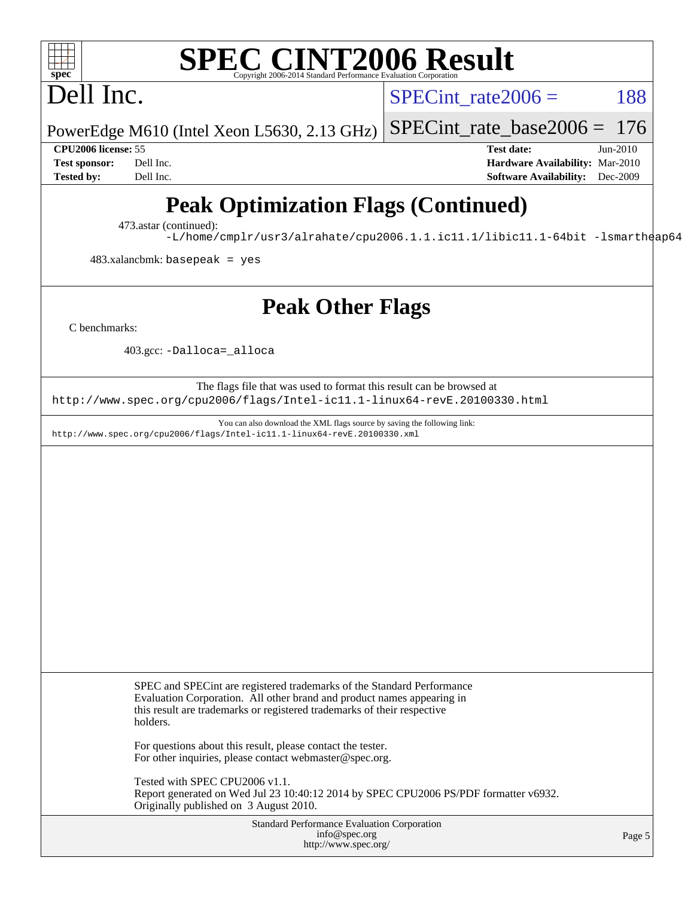# Peak Optimization Flags (Continued)

473.astar (continued):
`-L/home/cmplr/usr3/alrahate/cpu2006.1.1.ic11.1/libic11.1-64bit -lsmartheap64`

483.xalancbmk: `basepeak = yes`

# Peak Other Flags

C benchmarks:

403.gcc: `-Dalloca=_alloca`

The flags file that was used to format this result can be browsed at
http://www.spec.org/cpu2006/flags/Intel-ic11.1-linux64-revE.20100330.html

You can also download the XML flags source by saving the following link:
http://www.spec.org/cpu2006/flags/Intel-ic11.1-linux64-revE.20100330.xml

SPEC and SPECint are registered trademarks of the Standard Performance Evaluation Corporation. All other brand and product names appearing in this result are trademarks or registered trademarks of their respective holders.

For questions about this result, please contact the tester.
For other inquiries, please contact webmaster@spec.org.

Tested with SPEC CPU2006 v1.1.
Report generated on Wed Jul 23 10:40:12 2014 by SPEC CPU2006 PS/PDF formatter v6932.
Originally published on 3 August 2010.